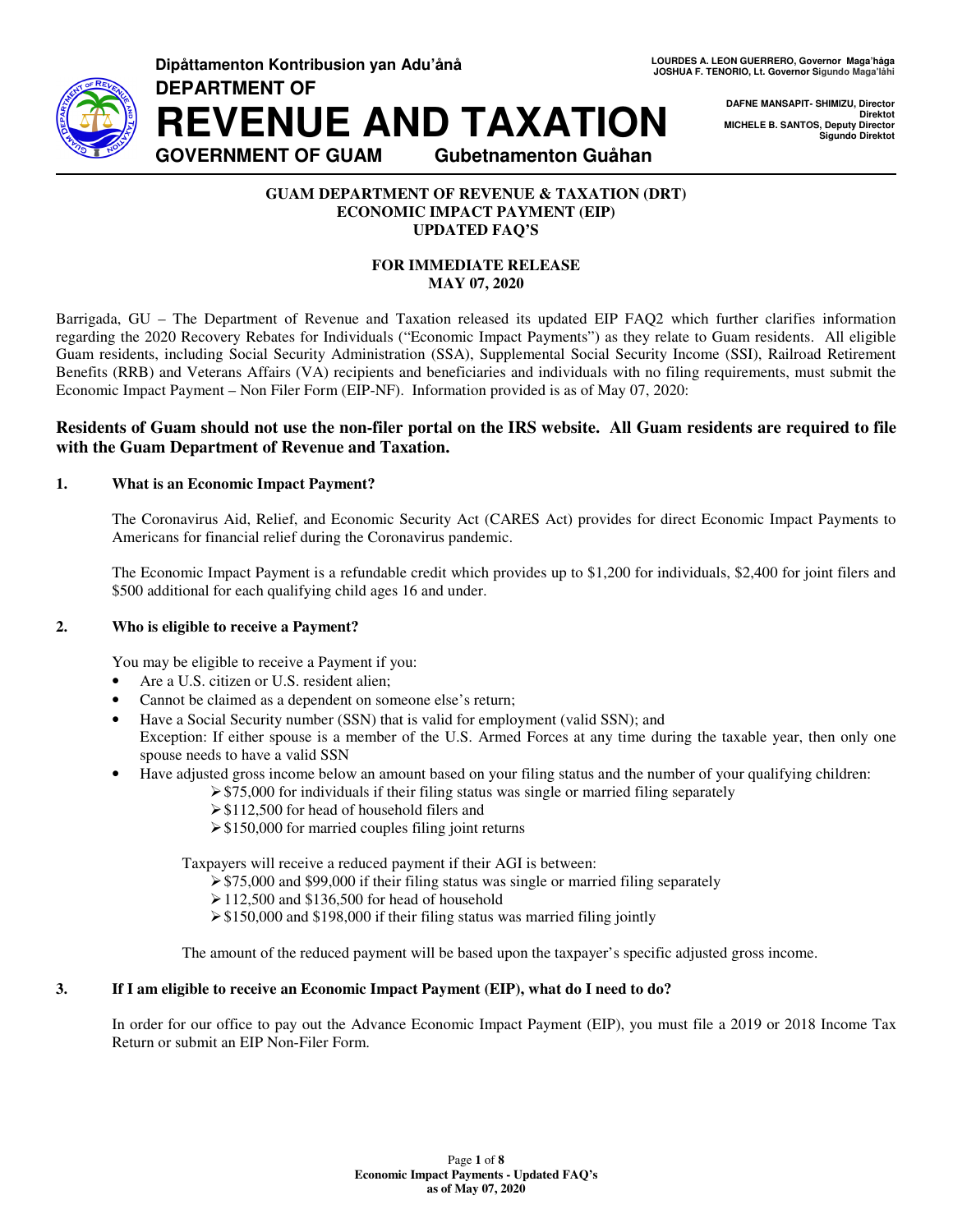Dipåttamenton Kontribusion yan Adu'ånå

**DEPARTMENT OF**

# REVENUE AND TAXATION

**GOVERNMENT OF GUAM** **Gubetnamenton Guåhan**

LOURDES A. LEON GUERRERO, Governor Maga'håga
JOSHUA F. TENORIO, Lt. Governor Sigundo Maga'låhi

DAFNE MANSAPIT- SHIMIZU, Director
Direktot
MICHELE B. SANTOS, Deputy Director
Sigundo Direktot

**GUAM DEPARTMENT OF REVENUE & TAXATION (DRT)**
**ECONOMIC IMPACT PAYMENT (EIP)**
**UPDATED FAQ'S**

**FOR IMMEDIATE RELEASE**
**MAY 07, 2020**

Barrigada, GU – The Department of Revenue and Taxation released its updated EIP FAQ2 which further clarifies information regarding the 2020 Recovery Rebates for Individuals ("Economic Impact Payments") as they relate to Guam residents. All eligible Guam residents, including Social Security Administration (SSA), Supplemental Social Security Income (SSI), Railroad Retirement Benefits (RRB) and Veterans Affairs (VA) recipients and beneficiaries and individuals with no filing requirements, must submit the Economic Impact Payment – Non Filer Form (EIP-NF). Information provided is as of May 07, 2020:

**Residents of Guam should not use the non-filer portal on the IRS website. All Guam residents are required to file with the Guam Department of Revenue and Taxation.**

**1. What is an Economic Impact Payment?**

The Coronavirus Aid, Relief, and Economic Security Act (CARES Act) provides for direct Economic Impact Payments to Americans for financial relief during the Coronavirus pandemic.

The Economic Impact Payment is a refundable credit which provides up to $1,200 for individuals, $2,400 for joint filers and $500 additional for each qualifying child ages 16 and under.

**2. Who is eligible to receive a Payment?**

You may be eligible to receive a Payment if you:

- Are a U.S. citizen or U.S. resident alien;
- Cannot be claimed as a dependent on someone else's return;
- Have a Social Security number (SSN) that is valid for employment (valid SSN); and
  Exception: If either spouse is a member of the U.S. Armed Forces at any time during the taxable year, then only one spouse needs to have a valid SSN
- Have adjusted gross income below an amount based on your filing status and the number of your qualifying children:
  - $75,000 for individuals if their filing status was single or married filing separately
  - $112,500 for head of household filers and
  - $150,000 for married couples filing joint returns

  Taxpayers will receive a reduced payment if their AGI is between:
  - $75,000 and $99,000 if their filing status was single or married filing separately
  - 112,500 and $136,500 for head of household
  - $150,000 and $198,000 if their filing status was married filing jointly

  The amount of the reduced payment will be based upon the taxpayer's specific adjusted gross income.

**3. If I am eligible to receive an Economic Impact Payment (EIP), what do I need to do?**

In order for our office to pay out the Advance Economic Impact Payment (EIP), you must file a 2019 or 2018 Income Tax Return or submit an EIP Non-Filer Form.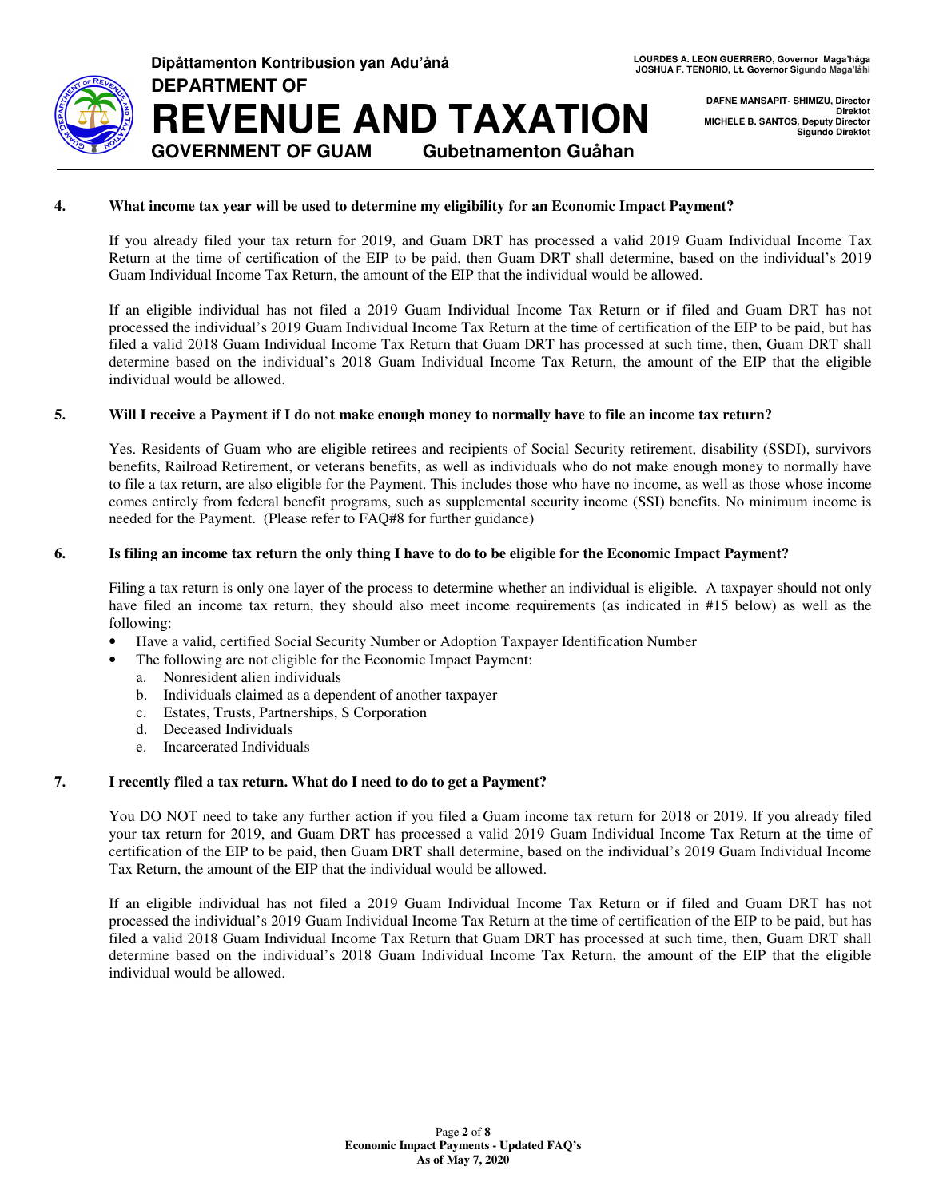**4. What income tax year will be used to determine my eligibility for an Economic Impact Payment?**

If you already filed your tax return for 2019, and Guam DRT has processed a valid 2019 Guam Individual Income Tax Return at the time of certification of the EIP to be paid, then Guam DRT shall determine, based on the individual's 2019 Guam Individual Income Tax Return, the amount of the EIP that the individual would be allowed.

If an eligible individual has not filed a 2019 Guam Individual Income Tax Return or if filed and Guam DRT has not processed the individual's 2019 Guam Individual Income Tax Return at the time of certification of the EIP to be paid, but has filed a valid 2018 Guam Individual Income Tax Return that Guam DRT has processed at such time, then, Guam DRT shall determine based on the individual's 2018 Guam Individual Income Tax Return, the amount of the EIP that the eligible individual would be allowed.

**5. Will I receive a Payment if I do not make enough money to normally have to file an income tax return?**

Yes. Residents of Guam who are eligible retirees and recipients of Social Security retirement, disability (SSDI), survivors benefits, Railroad Retirement, or veterans benefits, as well as individuals who do not make enough money to normally have to file a tax return, are also eligible for the Payment. This includes those who have no income, as well as those whose income comes entirely from federal benefit programs, such as supplemental security income (SSI) benefits. No minimum income is needed for the Payment. (Please refer to FAQ#8 for further guidance)

**6. Is filing an income tax return the only thing I have to do to be eligible for the Economic Impact Payment?**

Filing a tax return is only one layer of the process to determine whether an individual is eligible. A taxpayer should not only have filed an income tax return, they should also meet income requirements (as indicated in #15 below) as well as the following:

- Have a valid, certified Social Security Number or Adoption Taxpayer Identification Number
- The following are not eligible for the Economic Impact Payment:
  a. Nonresident alien individuals
  b. Individuals claimed as a dependent of another taxpayer
  c. Estates, Trusts, Partnerships, S Corporation
  d. Deceased Individuals
  e. Incarcerated Individuals

**7. I recently filed a tax return. What do I need to do to get a Payment?**

You DO NOT need to take any further action if you filed a Guam income tax return for 2018 or 2019. If you already filed your tax return for 2019, and Guam DRT has processed a valid 2019 Guam Individual Income Tax Return at the time of certification of the EIP to be paid, then Guam DRT shall determine, based on the individual's 2019 Guam Individual Income Tax Return, the amount of the EIP that the individual would be allowed.

If an eligible individual has not filed a 2019 Guam Individual Income Tax Return or if filed and Guam DRT has not processed the individual's 2019 Guam Individual Income Tax Return at the time of certification of the EIP to be paid, but has filed a valid 2018 Guam Individual Income Tax Return that Guam DRT has processed at such time, then, Guam DRT shall determine based on the individual's 2018 Guam Individual Income Tax Return, the amount of the EIP that the eligible individual would be allowed.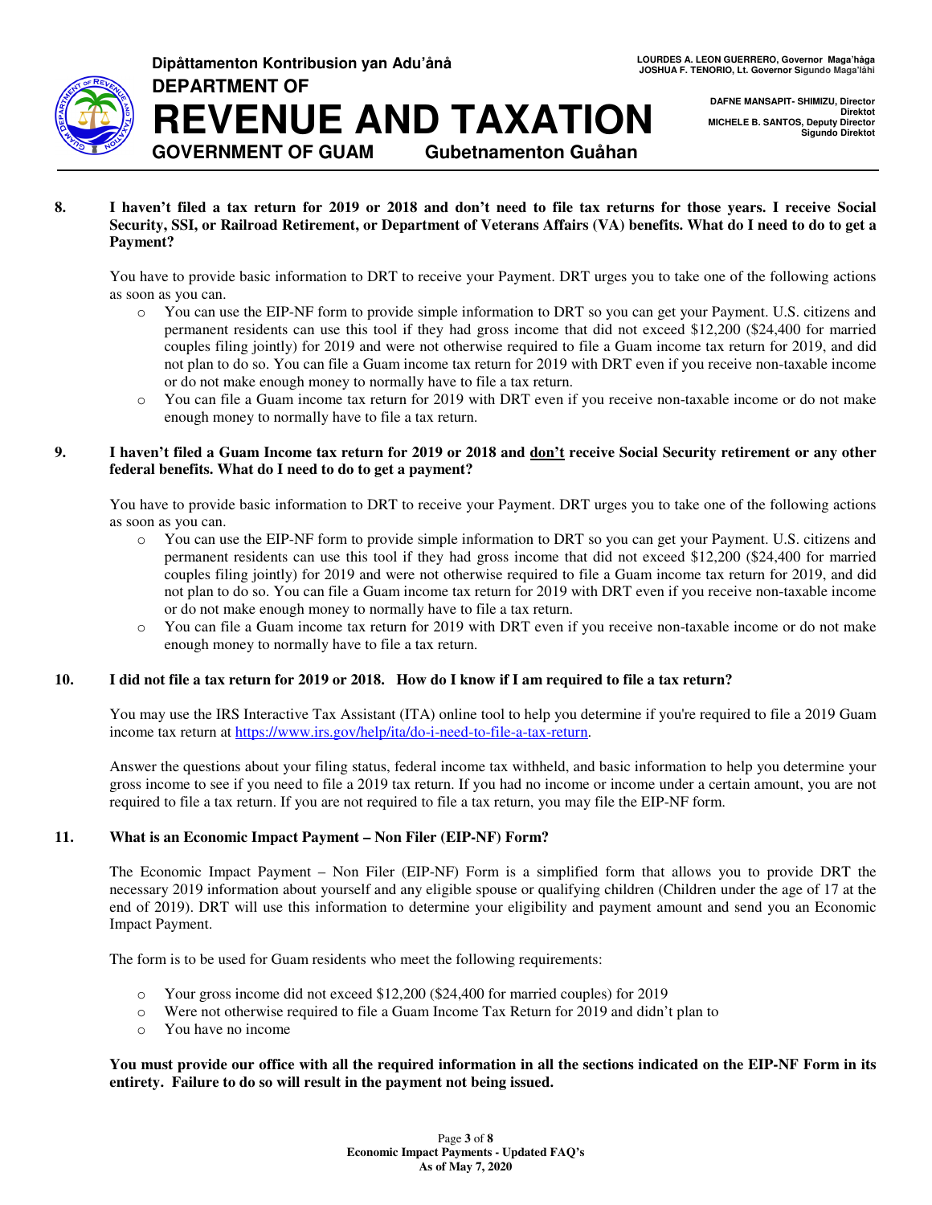**8. I haven't filed a tax return for 2019 or 2018 and don't need to file tax returns for those years. I receive Social Security, SSI, or Railroad Retirement, or Department of Veterans Affairs (VA) benefits. What do I need to do to get a Payment?**

You have to provide basic information to DRT to receive your Payment. DRT urges you to take one of the following actions as soon as you can.

- You can use the EIP-NF form to provide simple information to DRT so you can get your Payment. U.S. citizens and permanent residents can use this tool if they had gross income that did not exceed $12,200 ($24,400 for married couples filing jointly) for 2019 and were not otherwise required to file a Guam income tax return for 2019, and did not plan to do so. You can file a Guam income tax return for 2019 with DRT even if you receive non-taxable income or do not make enough money to normally have to file a tax return.
- You can file a Guam income tax return for 2019 with DRT even if you receive non-taxable income or do not make enough money to normally have to file a tax return.

**9. I haven't filed a Guam Income tax return for 2019 or 2018 and <u>don't</u> receive Social Security retirement or any other federal benefits. What do I need to do to get a payment?**

You have to provide basic information to DRT to receive your Payment. DRT urges you to take one of the following actions as soon as you can.

- You can use the EIP-NF form to provide simple information to DRT so you can get your Payment. U.S. citizens and permanent residents can use this tool if they had gross income that did not exceed $12,200 ($24,400 for married couples filing jointly) for 2019 and were not otherwise required to file a Guam income tax return for 2019, and did not plan to do so. You can file a Guam income tax return for 2019 with DRT even if you receive non-taxable income or do not make enough money to normally have to file a tax return.
- You can file a Guam income tax return for 2019 with DRT even if you receive non-taxable income or do not make enough money to normally have to file a tax return.

**10. I did not file a tax return for 2019 or 2018. How do I know if I am required to file a tax return?**

You may use the IRS Interactive Tax Assistant (ITA) online tool to help you determine if you're required to file a 2019 Guam income tax return at https://www.irs.gov/help/ita/do-i-need-to-file-a-tax-return.

Answer the questions about your filing status, federal income tax withheld, and basic information to help you determine your gross income to see if you need to file a 2019 tax return. If you had no income or income under a certain amount, you are not required to file a tax return. If you are not required to file a tax return, you may file the EIP-NF form.

**11. What is an Economic Impact Payment – Non Filer (EIP-NF) Form?**

The Economic Impact Payment – Non Filer (EIP-NF) Form is a simplified form that allows you to provide DRT the necessary 2019 information about yourself and any eligible spouse or qualifying children (Children under the age of 17 at the end of 2019). DRT will use this information to determine your eligibility and payment amount and send you an Economic Impact Payment.

The form is to be used for Guam residents who meet the following requirements:

- Your gross income did not exceed $12,200 ($24,400 for married couples) for 2019
- Were not otherwise required to file a Guam Income Tax Return for 2019 and didn't plan to
- You have no income

**You must provide our office with all the required information in all the sections indicated on the EIP-NF Form in its entirety. Failure to do so will result in the payment not being issued.**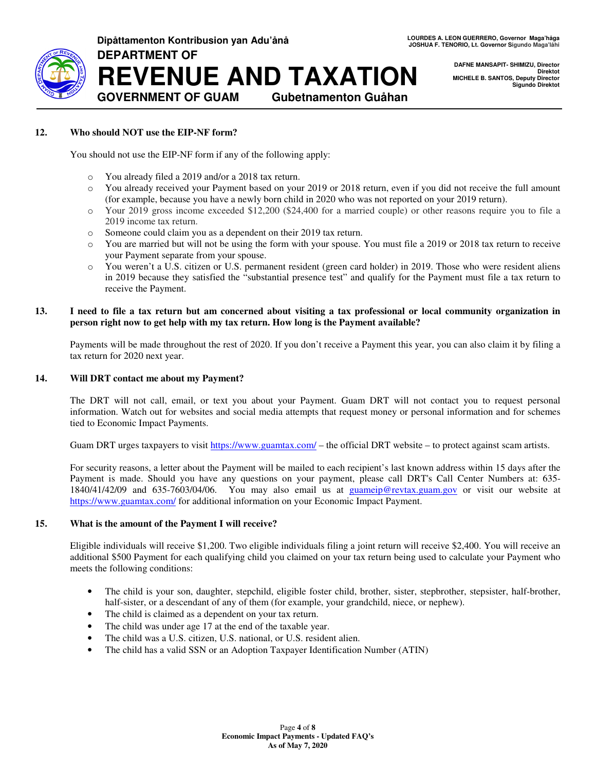### 12. Who should NOT use the EIP-NF form?

You should not use the EIP-NF form if any of the following apply:

- You already filed a 2019 and/or a 2018 tax return.
- You already received your Payment based on your 2019 or 2018 return, even if you did not receive the full amount (for example, because you have a newly born child in 2020 who was not reported on your 2019 return).
- Your 2019 gross income exceeded $12,200 ($24,400 for a married couple) or other reasons require you to file a 2019 income tax return.
- Someone could claim you as a dependent on their 2019 tax return.
- You are married but will not be using the form with your spouse. You must file a 2019 or 2018 tax return to receive your Payment separate from your spouse.
- You weren't a U.S. citizen or U.S. permanent resident (green card holder) in 2019. Those who were resident aliens in 2019 because they satisfied the "substantial presence test" and qualify for the Payment must file a tax return to receive the Payment.

### 13. I need to file a tax return but am concerned about visiting a tax professional or local community organization in person right now to get help with my tax return. How long is the Payment available?

Payments will be made throughout the rest of 2020. If you don't receive a Payment this year, you can also claim it by filing a tax return for 2020 next year.

### 14. Will DRT contact me about my Payment?

The DRT will not call, email, or text you about your Payment. Guam DRT will not contact you to request personal information. Watch out for websites and social media attempts that request money or personal information and for schemes tied to Economic Impact Payments.

Guam DRT urges taxpayers to visit https://www.guamtax.com/ – the official DRT website – to protect against scam artists.

For security reasons, a letter about the Payment will be mailed to each recipient's last known address within 15 days after the Payment is made. Should you have any questions on your payment, please call DRT's Call Center Numbers at: 635-1840/41/42/09 and 635-7603/04/06. You may also email us at guameip@revtax.guam.gov or visit our website at https://www.guamtax.com/ for additional information on your Economic Impact Payment.

### 15. What is the amount of the Payment I will receive?

Eligible individuals will receive $1,200. Two eligible individuals filing a joint return will receive $2,400. You will receive an additional $500 Payment for each qualifying child you claimed on your tax return being used to calculate your Payment who meets the following conditions:

- The child is your son, daughter, stepchild, eligible foster child, brother, sister, stepbrother, stepsister, half-brother, half-sister, or a descendant of any of them (for example, your grandchild, niece, or nephew).
- The child is claimed as a dependent on your tax return.
- The child was under age 17 at the end of the taxable year.
- The child was a U.S. citizen, U.S. national, or U.S. resident alien.
- The child has a valid SSN or an Adoption Taxpayer Identification Number (ATIN)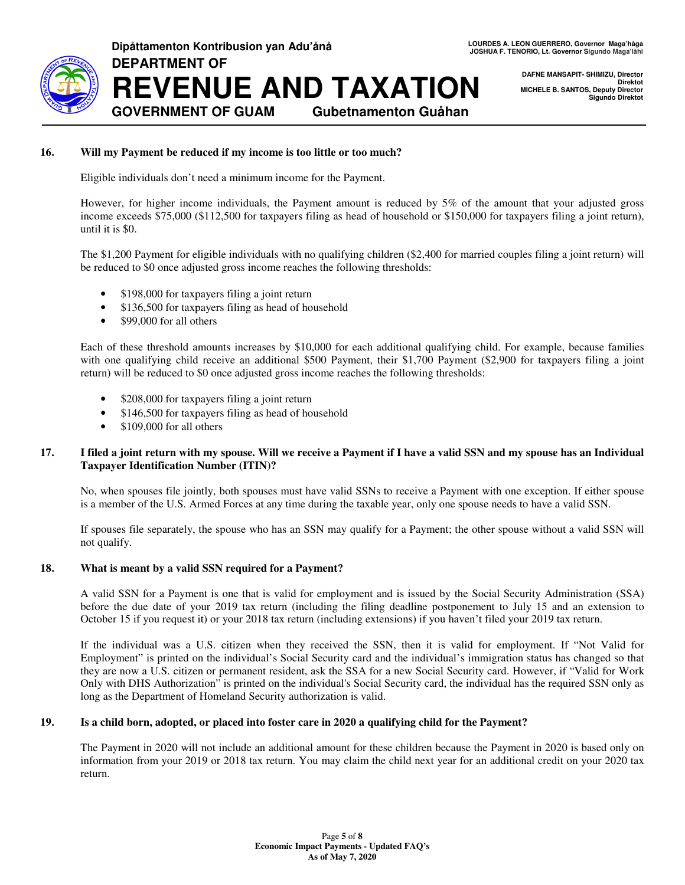**16. Will my Payment be reduced if my income is too little or too much?**

Eligible individuals don't need a minimum income for the Payment.

However, for higher income individuals, the Payment amount is reduced by 5% of the amount that your adjusted gross income exceeds $75,000 ($112,500 for taxpayers filing as head of household or $150,000 for taxpayers filing a joint return), until it is $0.

The $1,200 Payment for eligible individuals with no qualifying children ($2,400 for married couples filing a joint return) will be reduced to $0 once adjusted gross income reaches the following thresholds:

- $198,000 for taxpayers filing a joint return
- $136,500 for taxpayers filing as head of household
- $99,000 for all others

Each of these threshold amounts increases by $10,000 for each additional qualifying child. For example, because families with one qualifying child receive an additional $500 Payment, their $1,700 Payment ($2,900 for taxpayers filing a joint return) will be reduced to $0 once adjusted gross income reaches the following thresholds:

- $208,000 for taxpayers filing a joint return
- $146,500 for taxpayers filing as head of household
- $109,000 for all others

**17. I filed a joint return with my spouse. Will we receive a Payment if I have a valid SSN and my spouse has an Individual Taxpayer Identification Number (ITIN)?**

No, when spouses file jointly, both spouses must have valid SSNs to receive a Payment with one exception. If either spouse is a member of the U.S. Armed Forces at any time during the taxable year, only one spouse needs to have a valid SSN.

If spouses file separately, the spouse who has an SSN may qualify for a Payment; the other spouse without a valid SSN will not qualify.

**18. What is meant by a valid SSN required for a Payment?**

A valid SSN for a Payment is one that is valid for employment and is issued by the Social Security Administration (SSA) before the due date of your 2019 tax return (including the filing deadline postponement to July 15 and an extension to October 15 if you request it) or your 2018 tax return (including extensions) if you haven't filed your 2019 tax return.

If the individual was a U.S. citizen when they received the SSN, then it is valid for employment. If "Not Valid for Employment" is printed on the individual's Social Security card and the individual's immigration status has changed so that they are now a U.S. citizen or permanent resident, ask the SSA for a new Social Security card. However, if "Valid for Work Only with DHS Authorization" is printed on the individual's Social Security card, the individual has the required SSN only as long as the Department of Homeland Security authorization is valid.

**19. Is a child born, adopted, or placed into foster care in 2020 a qualifying child for the Payment?**

The Payment in 2020 will not include an additional amount for these children because the Payment in 2020 is based only on information from your 2019 or 2018 tax return. You may claim the child next year for an additional credit on your 2020 tax return.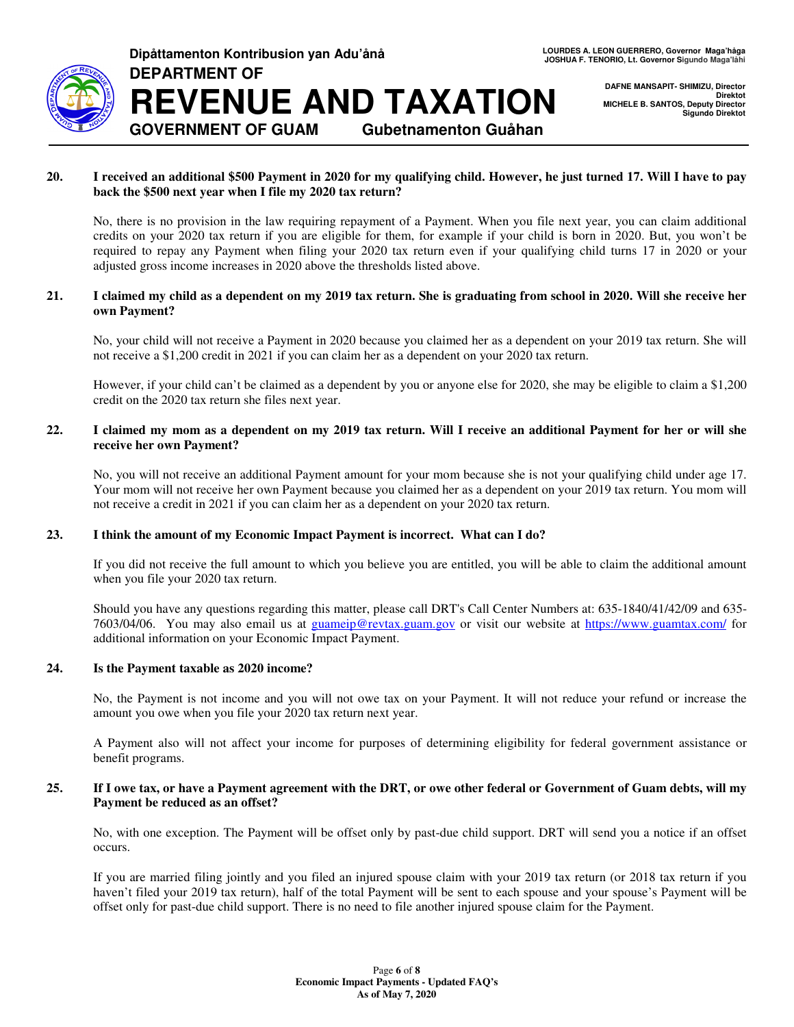**20. I received an additional $500 Payment in 2020 for my qualifying child. However, he just turned 17. Will I have to pay back the $500 next year when I file my 2020 tax return?**

No, there is no provision in the law requiring repayment of a Payment. When you file next year, you can claim additional credits on your 2020 tax return if you are eligible for them, for example if your child is born in 2020. But, you won't be required to repay any Payment when filing your 2020 tax return even if your qualifying child turns 17 in 2020 or your adjusted gross income increases in 2020 above the thresholds listed above.

**21. I claimed my child as a dependent on my 2019 tax return. She is graduating from school in 2020. Will she receive her own Payment?**

No, your child will not receive a Payment in 2020 because you claimed her as a dependent on your 2019 tax return. She will not receive a $1,200 credit in 2021 if you can claim her as a dependent on your 2020 tax return.

However, if your child can't be claimed as a dependent by you or anyone else for 2020, she may be eligible to claim a $1,200 credit on the 2020 tax return she files next year.

**22. I claimed my mom as a dependent on my 2019 tax return. Will I receive an additional Payment for her or will she receive her own Payment?**

No, you will not receive an additional Payment amount for your mom because she is not your qualifying child under age 17. Your mom will not receive her own Payment because you claimed her as a dependent on your 2019 tax return. You mom will not receive a credit in 2021 if you can claim her as a dependent on your 2020 tax return.

**23. I think the amount of my Economic Impact Payment is incorrect. What can I do?**

If you did not receive the full amount to which you believe you are entitled, you will be able to claim the additional amount when you file your 2020 tax return.

Should you have any questions regarding this matter, please call DRT's Call Center Numbers at: 635-1840/41/42/09 and 635-7603/04/06. You may also email us at guameip@revtax.guam.gov or visit our website at https://www.guamtax.com/ for additional information on your Economic Impact Payment.

**24. Is the Payment taxable as 2020 income?**

No, the Payment is not income and you will not owe tax on your Payment. It will not reduce your refund or increase the amount you owe when you file your 2020 tax return next year.

A Payment also will not affect your income for purposes of determining eligibility for federal government assistance or benefit programs.

**25. If I owe tax, or have a Payment agreement with the DRT, or owe other federal or Government of Guam debts, will my Payment be reduced as an offset?**

No, with one exception. The Payment will be offset only by past-due child support. DRT will send you a notice if an offset occurs.

If you are married filing jointly and you filed an injured spouse claim with your 2019 tax return (or 2018 tax return if you haven't filed your 2019 tax return), half of the total Payment will be sent to each spouse and your spouse's Payment will be offset only for past-due child support. There is no need to file another injured spouse claim for the Payment.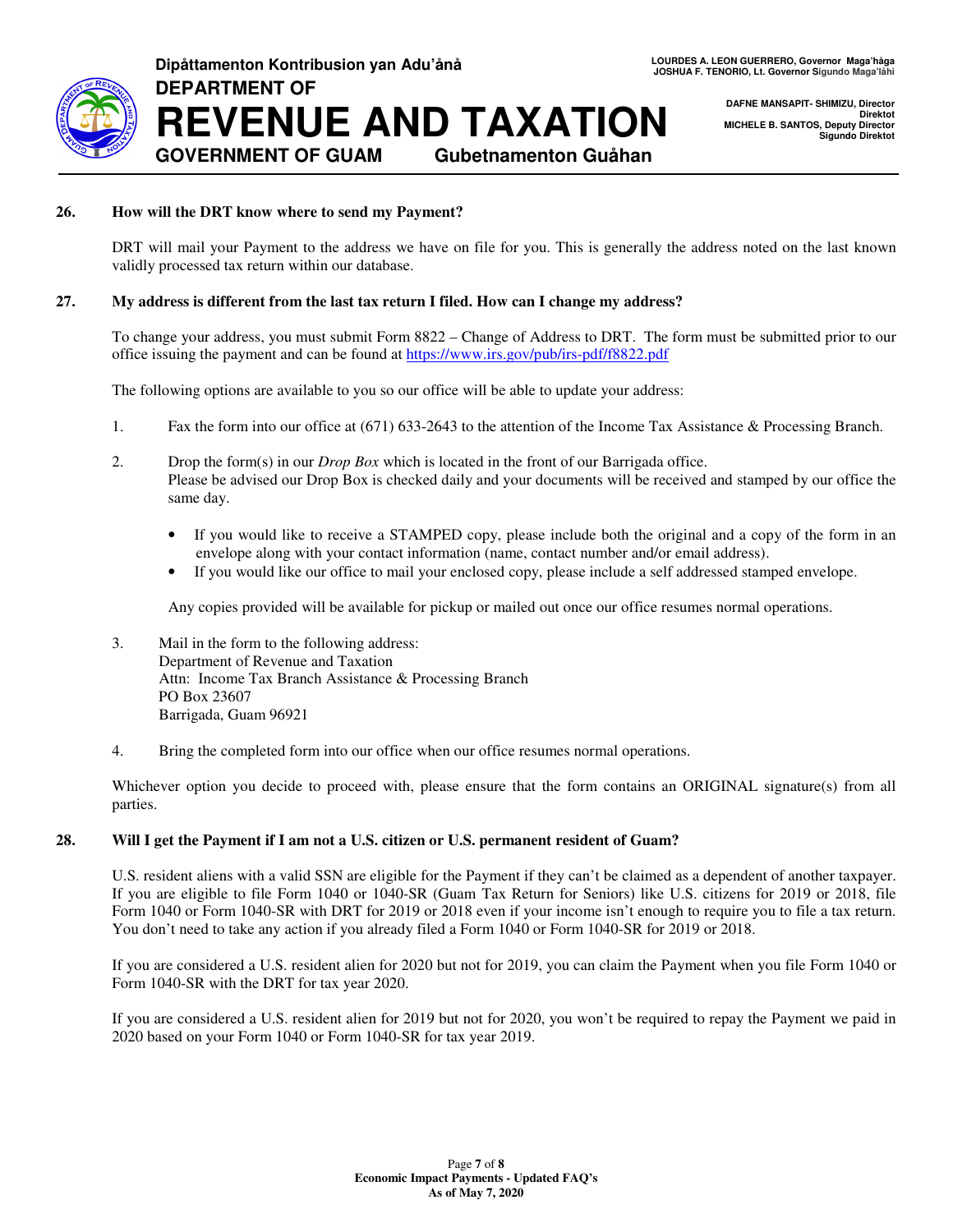**26. How will the DRT know where to send my Payment?**

DRT will mail your Payment to the address we have on file for you. This is generally the address noted on the last known validly processed tax return within our database.

**27. My address is different from the last tax return I filed. How can I change my address?**

To change your address, you must submit Form 8822 – Change of Address to DRT. The form must be submitted prior to our office issuing the payment and can be found at https://www.irs.gov/pub/irs-pdf/f8822.pdf

The following options are available to you so our office will be able to update your address:

1. Fax the form into our office at (671) 633-2643 to the attention of the Income Tax Assistance & Processing Branch.

2. Drop the form(s) in our *Drop Box* which is located in the front of our Barrigada office.
   Please be advised our Drop Box is checked daily and your documents will be received and stamped by our office the same day.

   - If you would like to receive a STAMPED copy, please include both the original and a copy of the form in an envelope along with your contact information (name, contact number and/or email address).
   - If you would like our office to mail your enclosed copy, please include a self addressed stamped envelope.

   Any copies provided will be available for pickup or mailed out once our office resumes normal operations.

3. Mail in the form to the following address:
   Department of Revenue and Taxation
   Attn: Income Tax Branch Assistance & Processing Branch
   PO Box 23607
   Barrigada, Guam 96921

4. Bring the completed form into our office when our office resumes normal operations.

Whichever option you decide to proceed with, please ensure that the form contains an ORIGINAL signature(s) from all parties.

**28. Will I get the Payment if I am not a U.S. citizen or U.S. permanent resident of Guam?**

U.S. resident aliens with a valid SSN are eligible for the Payment if they can't be claimed as a dependent of another taxpayer. If you are eligible to file Form 1040 or 1040-SR (Guam Tax Return for Seniors) like U.S. citizens for 2019 or 2018, file Form 1040 or Form 1040-SR with DRT for 2019 or 2018 even if your income isn't enough to require you to file a tax return. You don't need to take any action if you already filed a Form 1040 or Form 1040-SR for 2019 or 2018.

If you are considered a U.S. resident alien for 2020 but not for 2019, you can claim the Payment when you file Form 1040 or Form 1040-SR with the DRT for tax year 2020.

If you are considered a U.S. resident alien for 2019 but not for 2020, you won't be required to repay the Payment we paid in 2020 based on your Form 1040 or Form 1040-SR for tax year 2019.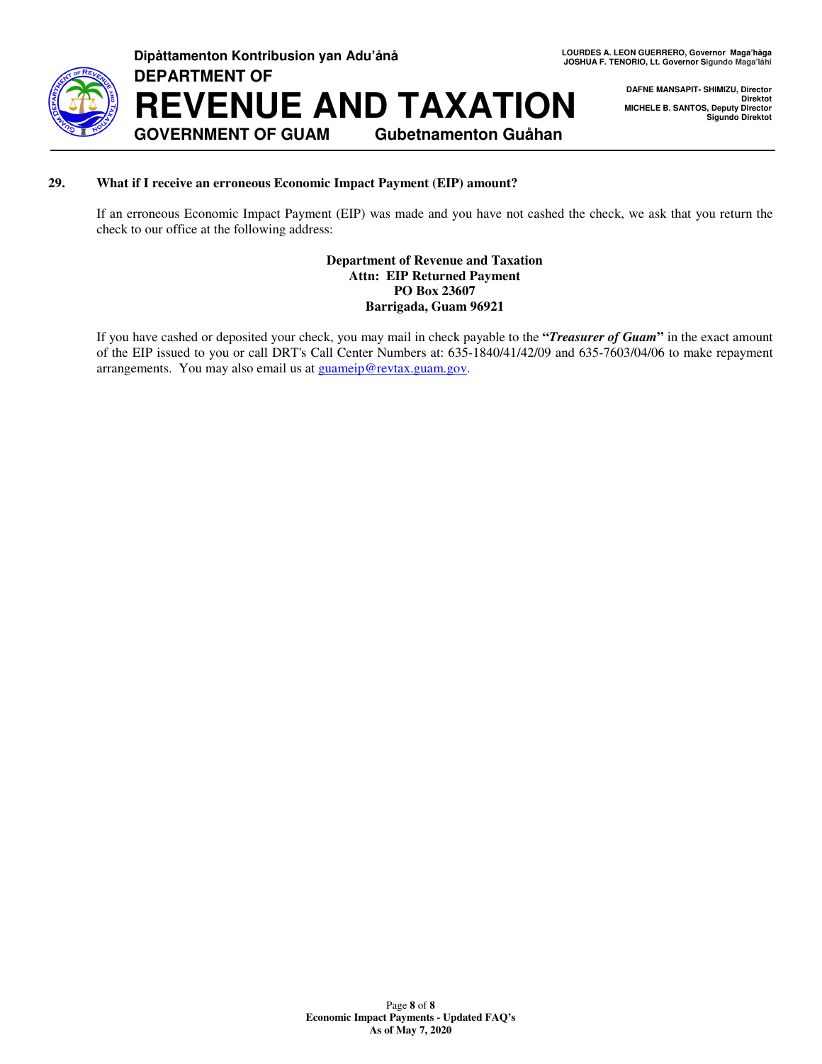**29. What if I receive an erroneous Economic Impact Payment (EIP) amount?**

If an erroneous Economic Impact Payment (EIP) was made and you have not cashed the check, we ask that you return the check to our office at the following address:

**Department of Revenue and Taxation**
**Attn: EIP Returned Payment**
**PO Box 23607**
**Barrigada, Guam 96921**

If you have cashed or deposited your check, you may mail in check payable to the **"*Treasurer of Guam*"** in the exact amount of the EIP issued to you or call DRT's Call Center Numbers at: 635-1840/41/42/09 and 635-7603/04/06 to make repayment arrangements. You may also email us at guameip@revtax.guam.gov.